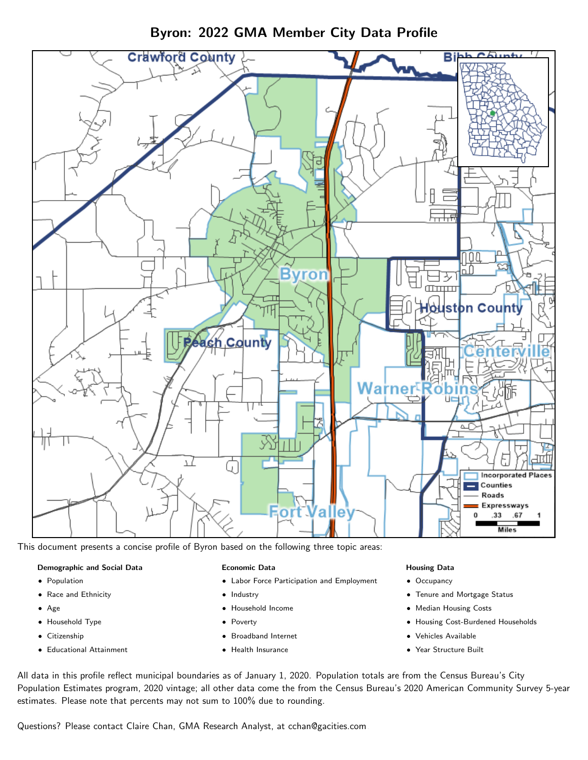# Byron: 2022 GMA Member City Data Profile

This document presents a concise profile of Byron based on the following three topic areas:

**Demographic and Social Data**

- Population
- Race and Ethnicity
- Age
- Household Type
- Citizenship
- Educational Attainment

**Economic Data**

- Labor Force Participation and Employment
- Industry
- Household Income
- Poverty
- Broadband Internet
- Health Insurance

**Housing Data**

- Occupancy
- Tenure and Mortgage Status
- Median Housing Costs
- Housing Cost-Burdened Households
- Vehicles Available
- Year Structure Built

All data in this profile reflect municipal boundaries as of January 1, 2020. Population totals are from the Census Bureau's City Population Estimates program, 2020 vintage; all other data come the from the Census Bureau's 2020 American Community Survey 5-year estimates. Please note that percents may not sum to 100% due to rounding.

Questions? Please contact Claire Chan, GMA Research Analyst, at cchan@gacities.com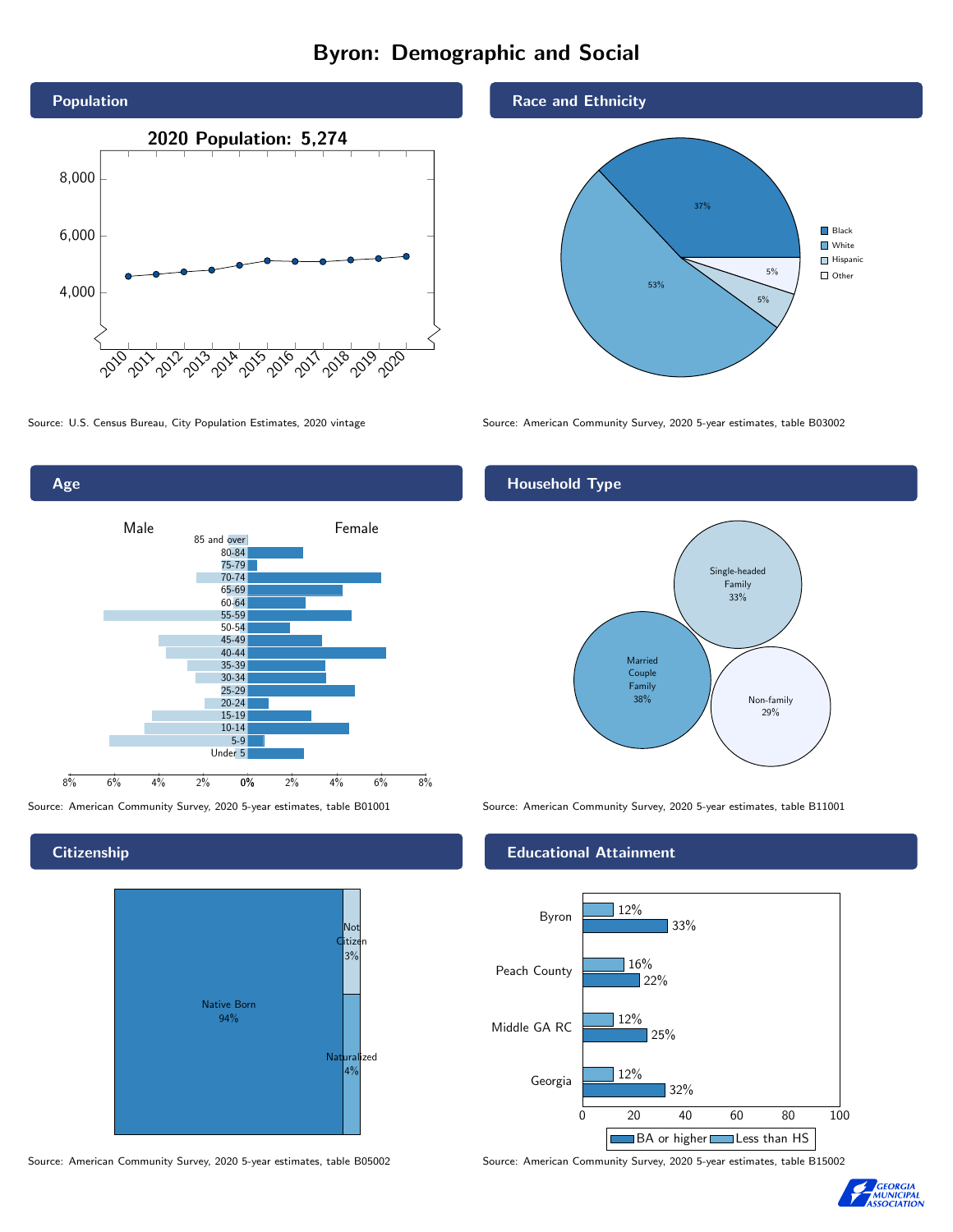# Byron: Demographic and Social

## Population

2020 Population: 5,274

Source: U.S. Census Bureau, City Population Estimates, 2020 vintage

## Race and Ethnicity

| Race/Ethnicity | Percent |
|---|---|
| Black | 37% |
| White | 53% |
| Hispanic | 5% |
| Other | 5% |

Source: American Community Survey, 2020 5-year estimates, table B03002

## Age

Male / Female

Age groups: 85 and over, 80-84, 75-79, 70-74, 65-69, 60-64, 55-59, 50-54, 45-49, 40-44, 35-39, 30-34, 25-29, 20-24, 15-19, 10-14, 5-9, Under 5

Source: American Community Survey, 2020 5-year estimates, table B01001

## Household Type

| Household Type | Percent |
|---|---|
| Single-headed Family | 33% |
| Married Couple Family | 38% |
| Non-family | 29% |

Source: American Community Survey, 2020 5-year estimates, table B11001

## Citizenship

| Citizenship | Percent |
|---|---|
| Native Born | 94% |
| Not Citizen | 3% |
| Naturalized | 4% |

Source: American Community Survey, 2020 5-year estimates, table B05002

## Educational Attainment

| Area | Less than HS | BA or higher |
|---|---|---|
| Byron | 12% | 33% |
| Peach County | 16% | 22% |
| Middle GA RC | 12% | 25% |
| Georgia | 12% | 32% |

Source: American Community Survey, 2020 5-year estimates, table B15002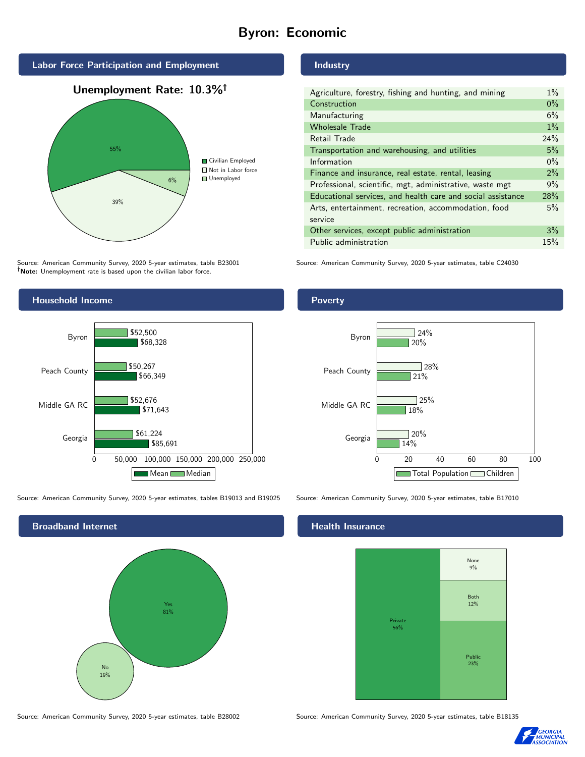# Byron: Economic

## Labor Force Participation and Employment

**Unemployment Rate: 10.3%†**

| Category | Percent |
|---|---|
| Civilian Employed | 55% |
| Not in Labor force | 39% |
| Unemployed | 6% |

Source: American Community Survey, 2020 5-year estimates, table B23001
**†Note:** Unemployment rate is based upon the civilian labor force.

## Industry

| Industry | Percent |
|---|---|
| Agriculture, forestry, fishing and hunting, and mining | 1% |
| Construction | 0% |
| Manufacturing | 6% |
| Wholesale Trade | 1% |
| Retail Trade | 24% |
| Transportation and warehousing, and utilities | 5% |
| Information | 0% |
| Finance and insurance, real estate, rental, leasing | 2% |
| Professional, scientific, mgt, administrative, waste mgt | 9% |
| Educational services, and health care and social assistance | 28% |
| Arts, entertainment, recreation, accommodation, food service | 5% |
| Other services, except public administration | 3% |
| Public administration | 15% |

Source: American Community Survey, 2020 5-year estimates, table C24030

## Household Income

| Area | Median | Mean |
|---|---|---|
| Byron | $52,500 | $68,328 |
| Peach County | $50,267 | $66,349 |
| Middle GA RC | $52,676 | $71,643 |
| Georgia | $61,224 | $85,691 |

Source: American Community Survey, 2020 5-year estimates, tables B19013 and B19025

## Poverty

| Area | Children | Total Population |
|---|---|---|
| Byron | 24% | 20% |
| Peach County | 28% | 21% |
| Middle GA RC | 25% | 18% |
| Georgia | 20% | 14% |

Source: American Community Survey, 2020 5-year estimates, table B17010

## Broadband Internet

| Response | Percent |
|---|---|
| Yes | 81% |
| No | 19% |

Source: American Community Survey, 2020 5-year estimates, table B28002

## Health Insurance

| Type | Percent |
|---|---|
| Private | 56% |
| Public | 23% |
| Both | 12% |
| None | 9% |

Source: American Community Survey, 2020 5-year estimates, table B18135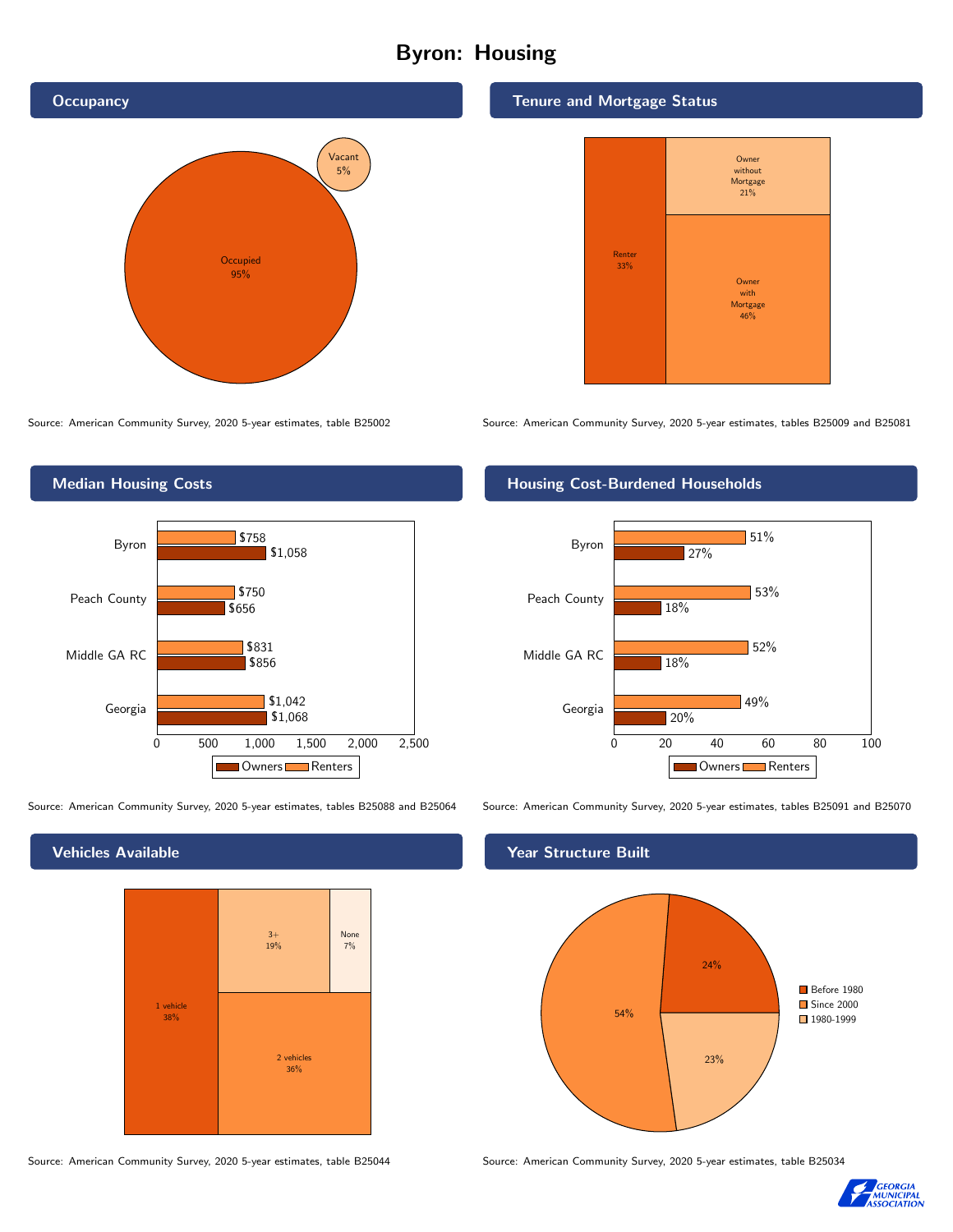# Byron: Housing

## Occupancy

Vacant
5%

Occupied
95%

Source: American Community Survey, 2020 5-year estimates, table B25002

## Tenure and Mortgage Status

Renter
33%

Owner
without
Mortgage
21%

Owner
with
Mortgage
46%

Source: American Community Survey, 2020 5-year estimates, tables B25009 and B25081

## Median Housing Costs

Byron
$758
$1,058

Peach County
$750
$656

Middle GA RC
$831
$856

Georgia
$1,042
$1,068

0
500
1,000
1,500
2,000
2,500

Owners
Renters

Source: American Community Survey, 2020 5-year estimates, tables B25088 and B25064

## Housing Cost-Burdened Households

Byron
51%
27%

Peach County
53%
18%

Middle GA RC
52%
18%

Georgia
49%
20%

0
20
40
60
80
100

Owners
Renters

Source: American Community Survey, 2020 5-year estimates, tables B25091 and B25070

## Vehicles Available

1 vehicle
38%

3+
19%

None
7%

2 vehicles
36%

Source: American Community Survey, 2020 5-year estimates, table B25044

## Year Structure Built

24%

23%

54%

Before 1980
Since 2000
1980-1999

Source: American Community Survey, 2020 5-year estimates, table B25034